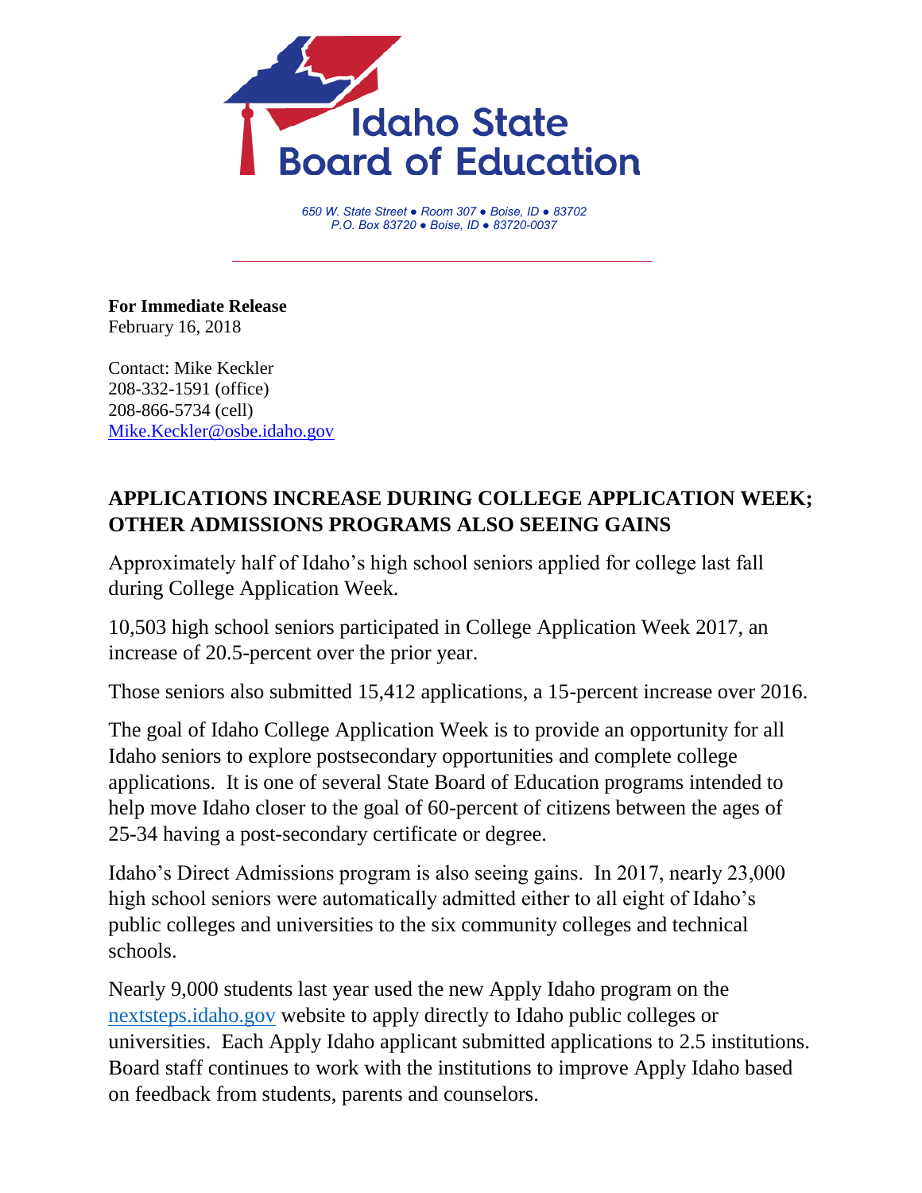# Idaho State Board of Education

*650 W. State Street ● Room 307 ● Boise, ID ● 83702*
*P.O. Box 83720 ● Boise, ID ● 83720-0037*

---

**For Immediate Release**
February 16, 2018

Contact: Mike Keckler
208-332-1591 (office)
208-866-5734 (cell)
Mike.Keckler@osbe.idaho.gov

## APPLICATIONS INCREASE DURING COLLEGE APPLICATION WEEK; OTHER ADMISSIONS PROGRAMS ALSO SEEING GAINS

Approximately half of Idaho's high school seniors applied for college last fall during College Application Week.

10,503 high school seniors participated in College Application Week 2017, an increase of 20.5-percent over the prior year.

Those seniors also submitted 15,412 applications, a 15-percent increase over 2016.

The goal of Idaho College Application Week is to provide an opportunity for all Idaho seniors to explore postsecondary opportunities and complete college applications. It is one of several State Board of Education programs intended to help move Idaho closer to the goal of 60-percent of citizens between the ages of 25-34 having a post-secondary certificate or degree.

Idaho's Direct Admissions program is also seeing gains. In 2017, nearly 23,000 high school seniors were automatically admitted either to all eight of Idaho's public colleges and universities to the six community colleges and technical schools.

Nearly 9,000 students last year used the new Apply Idaho program on the nextsteps.idaho.gov website to apply directly to Idaho public colleges or universities. Each Apply Idaho applicant submitted applications to 2.5 institutions. Board staff continues to work with the institutions to improve Apply Idaho based on feedback from students, parents and counselors.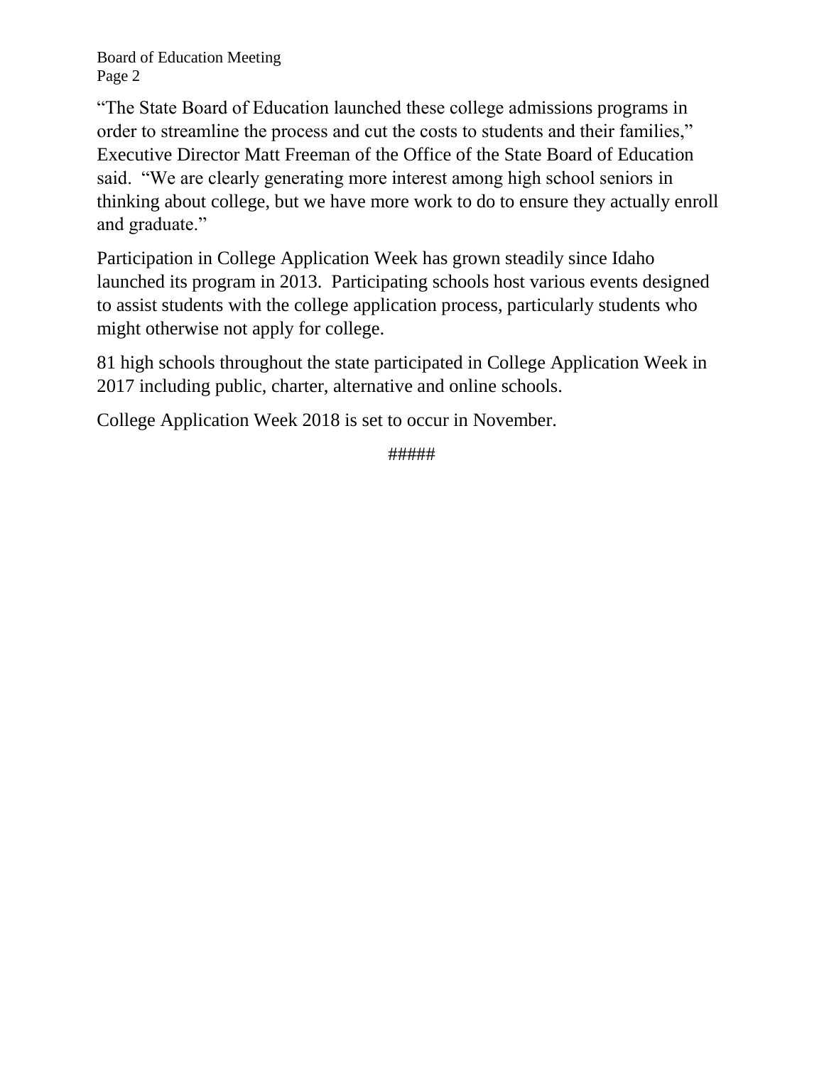"The State Board of Education launched these college admissions programs in order to streamline the process and cut the costs to students and their families," Executive Director Matt Freeman of the Office of the State Board of Education said. "We are clearly generating more interest among high school seniors in thinking about college, but we have more work to do to ensure they actually enroll and graduate."

Participation in College Application Week has grown steadily since Idaho launched its program in 2013. Participating schools host various events designed to assist students with the college application process, particularly students who might otherwise not apply for college.

81 high schools throughout the state participated in College Application Week in 2017 including public, charter, alternative and online schools.

College Application Week 2018 is set to occur in November.

#####